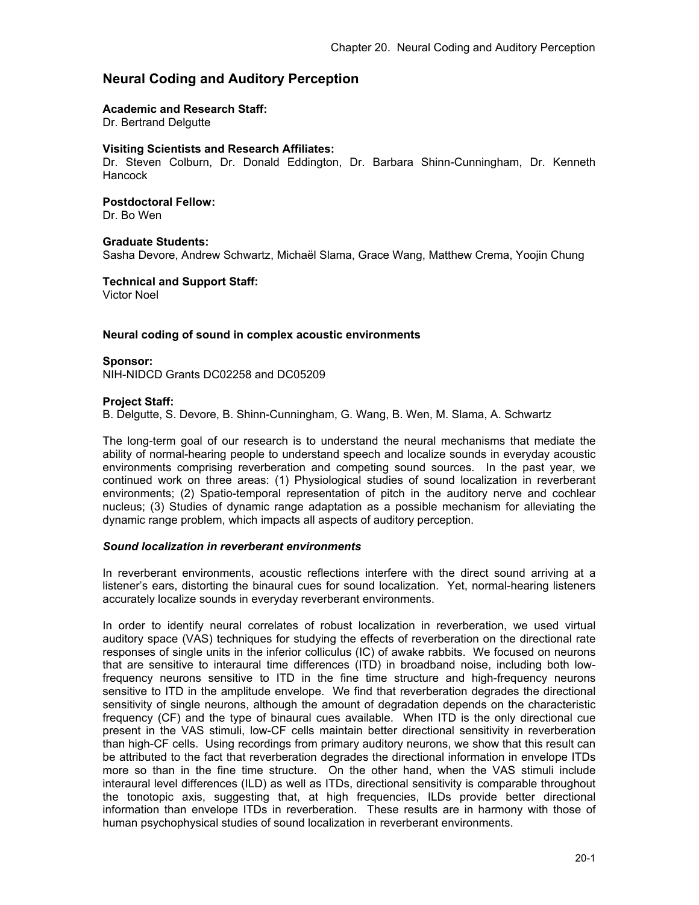# Neural Coding and Auditory Perception

**Academic and Research Staff:**
Dr. Bertrand Delgutte

**Visiting Scientists and Research Affiliates:**
Dr. Steven Colburn, Dr. Donald Eddington, Dr. Barbara Shinn-Cunningham, Dr. Kenneth Hancock

**Postdoctoral Fellow:**
Dr. Bo Wen

**Graduate Students:**
Sasha Devore, Andrew Schwartz, Michaël Slama, Grace Wang, Matthew Crema, Yoojin Chung

**Technical and Support Staff:**
Victor Noel

## Neural coding of sound in complex acoustic environments

**Sponsor:**
NIH-NIDCD Grants DC02258 and DC05209

**Project Staff:**
B. Delgutte, S. Devore, B. Shinn-Cunningham, G. Wang, B. Wen, M. Slama, A. Schwartz

The long-term goal of our research is to understand the neural mechanisms that mediate the ability of normal-hearing people to understand speech and localize sounds in everyday acoustic environments comprising reverberation and competing sound sources. In the past year, we continued work on three areas: (1) Physiological studies of sound localization in reverberant environments; (2) Spatio-temporal representation of pitch in the auditory nerve and cochlear nucleus; (3) Studies of dynamic range adaptation as a possible mechanism for alleviating the dynamic range problem, which impacts all aspects of auditory perception.

### *Sound localization in reverberant environments*

In reverberant environments, acoustic reflections interfere with the direct sound arriving at a listener's ears, distorting the binaural cues for sound localization. Yet, normal-hearing listeners accurately localize sounds in everyday reverberant environments.

In order to identify neural correlates of robust localization in reverberation, we used virtual auditory space (VAS) techniques for studying the effects of reverberation on the directional rate responses of single units in the inferior colliculus (IC) of awake rabbits. We focused on neurons that are sensitive to interaural time differences (ITD) in broadband noise, including both low-frequency neurons sensitive to ITD in the fine time structure and high-frequency neurons sensitive to ITD in the amplitude envelope. We find that reverberation degrades the directional sensitivity of single neurons, although the amount of degradation depends on the characteristic frequency (CF) and the type of binaural cues available. When ITD is the only directional cue present in the VAS stimuli, low-CF cells maintain better directional sensitivity in reverberation than high-CF cells. Using recordings from primary auditory neurons, we show that this result can be attributed to the fact that reverberation degrades the directional information in envelope ITDs more so than in the fine time structure. On the other hand, when the VAS stimuli include interaural level differences (ILD) as well as ITDs, directional sensitivity is comparable throughout the tonotopic axis, suggesting that, at high frequencies, ILDs provide better directional information than envelope ITDs in reverberation. These results are in harmony with those of human psychophysical studies of sound localization in reverberant environments.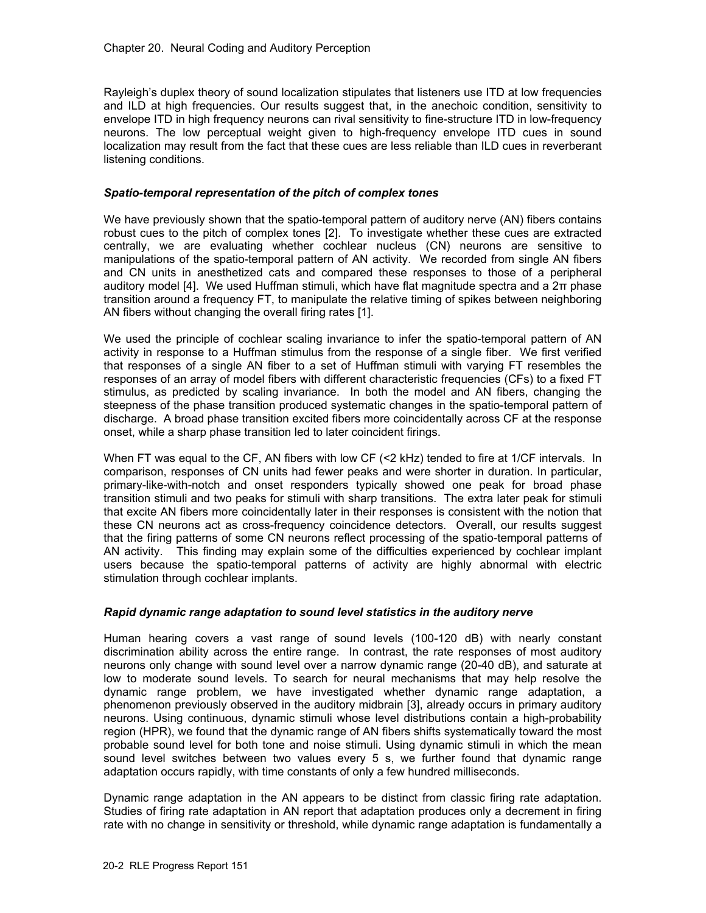Rayleigh's duplex theory of sound localization stipulates that listeners use ITD at low frequencies and ILD at high frequencies. Our results suggest that, in the anechoic condition, sensitivity to envelope ITD in high frequency neurons can rival sensitivity to fine-structure ITD in low-frequency neurons. The low perceptual weight given to high-frequency envelope ITD cues in sound localization may result from the fact that these cues are less reliable than ILD cues in reverberant listening conditions.

### *Spatio-temporal representation of the pitch of complex tones*

We have previously shown that the spatio-temporal pattern of auditory nerve (AN) fibers contains robust cues to the pitch of complex tones [2]. To investigate whether these cues are extracted centrally, we are evaluating whether cochlear nucleus (CN) neurons are sensitive to manipulations of the spatio-temporal pattern of AN activity. We recorded from single AN fibers and CN units in anesthetized cats and compared these responses to those of a peripheral auditory model [4]. We used Huffman stimuli, which have flat magnitude spectra and a $2\pi$ phase transition around a frequency FT, to manipulate the relative timing of spikes between neighboring AN fibers without changing the overall firing rates [1].

We used the principle of cochlear scaling invariance to infer the spatio-temporal pattern of AN activity in response to a Huffman stimulus from the response of a single fiber. We first verified that responses of a single AN fiber to a set of Huffman stimuli with varying FT resembles the responses of an array of model fibers with different characteristic frequencies (CFs) to a fixed FT stimulus, as predicted by scaling invariance. In both the model and AN fibers, changing the steepness of the phase transition produced systematic changes in the spatio-temporal pattern of discharge. A broad phase transition excited fibers more coincidentally across CF at the response onset, while a sharp phase transition led to later coincident firings.

When FT was equal to the CF, AN fibers with low CF (<2 kHz) tended to fire at 1/CF intervals. In comparison, responses of CN units had fewer peaks and were shorter in duration. In particular, primary-like-with-notch and onset responders typically showed one peak for broad phase transition stimuli and two peaks for stimuli with sharp transitions. The extra later peak for stimuli that excite AN fibers more coincidentally later in their responses is consistent with the notion that these CN neurons act as cross-frequency coincidence detectors. Overall, our results suggest that the firing patterns of some CN neurons reflect processing of the spatio-temporal patterns of AN activity. This finding may explain some of the difficulties experienced by cochlear implant users because the spatio-temporal patterns of activity are highly abnormal with electric stimulation through cochlear implants.

### *Rapid dynamic range adaptation to sound level statistics in the auditory nerve*

Human hearing covers a vast range of sound levels (100-120 dB) with nearly constant discrimination ability across the entire range. In contrast, the rate responses of most auditory neurons only change with sound level over a narrow dynamic range (20-40 dB), and saturate at low to moderate sound levels. To search for neural mechanisms that may help resolve the dynamic range problem, we have investigated whether dynamic range adaptation, a phenomenon previously observed in the auditory midbrain [3], already occurs in primary auditory neurons. Using continuous, dynamic stimuli whose level distributions contain a high-probability region (HPR), we found that the dynamic range of AN fibers shifts systematically toward the most probable sound level for both tone and noise stimuli. Using dynamic stimuli in which the mean sound level switches between two values every 5 s, we further found that dynamic range adaptation occurs rapidly, with time constants of only a few hundred milliseconds.

Dynamic range adaptation in the AN appears to be distinct from classic firing rate adaptation. Studies of firing rate adaptation in AN report that adaptation produces only a decrement in firing rate with no change in sensitivity or threshold, while dynamic range adaptation is fundamentally a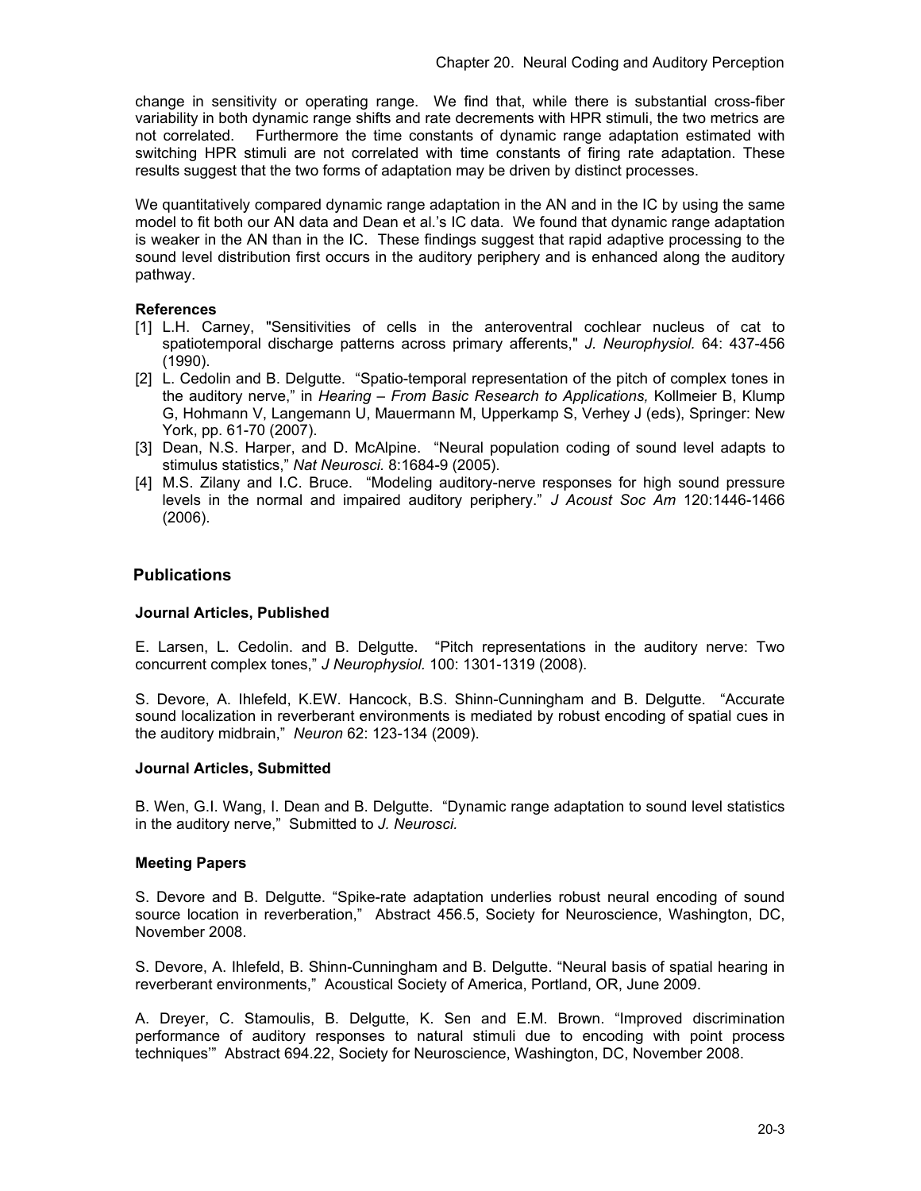change in sensitivity or operating range. We find that, while there is substantial cross-fiber variability in both dynamic range shifts and rate decrements with HPR stimuli, the two metrics are not correlated. Furthermore the time constants of dynamic range adaptation estimated with switching HPR stimuli are not correlated with time constants of firing rate adaptation. These results suggest that the two forms of adaptation may be driven by distinct processes.

We quantitatively compared dynamic range adaptation in the AN and in the IC by using the same model to fit both our AN data and Dean et al.'s IC data. We found that dynamic range adaptation is weaker in the AN than in the IC. These findings suggest that rapid adaptive processing to the sound level distribution first occurs in the auditory periphery and is enhanced along the auditory pathway.

### References

[1] L.H. Carney, "Sensitivities of cells in the anteroventral cochlear nucleus of cat to spatiotemporal discharge patterns across primary afferents," *J. Neurophysiol.* 64: 437-456 (1990).

[2] L. Cedolin and B. Delgutte. "Spatio-temporal representation of the pitch of complex tones in the auditory nerve," in *Hearing – From Basic Research to Applications,* Kollmeier B, Klump G, Hohmann V, Langemann U, Mauermann M, Upperkamp S, Verhey J (eds), Springer: New York, pp. 61-70 (2007).

[3] Dean, N.S. Harper, and D. McAlpine. "Neural population coding of sound level adapts to stimulus statistics," *Nat Neurosci.* 8:1684-9 (2005).

[4] M.S. Zilany and I.C. Bruce. "Modeling auditory-nerve responses for high sound pressure levels in the normal and impaired auditory periphery." *J Acoust Soc Am* 120:1446-1466 (2006).

## Publications

### Journal Articles, Published

E. Larsen, L. Cedolin. and B. Delgutte. "Pitch representations in the auditory nerve: Two concurrent complex tones," *J Neurophysiol.* 100: 1301-1319 (2008).

S. Devore, A. Ihlefeld, K.EW. Hancock, B.S. Shinn-Cunningham and B. Delgutte. "Accurate sound localization in reverberant environments is mediated by robust encoding of spatial cues in the auditory midbrain," *Neuron* 62: 123-134 (2009).

### Journal Articles, Submitted

B. Wen, G.I. Wang, I. Dean and B. Delgutte. "Dynamic range adaptation to sound level statistics in the auditory nerve," Submitted to *J. Neurosci.*

### Meeting Papers

S. Devore and B. Delgutte. "Spike-rate adaptation underlies robust neural encoding of sound source location in reverberation," Abstract 456.5, Society for Neuroscience, Washington, DC, November 2008.

S. Devore, A. Ihlefeld, B. Shinn-Cunningham and B. Delgutte. "Neural basis of spatial hearing in reverberant environments," Acoustical Society of America, Portland, OR, June 2009.

A. Dreyer, C. Stamoulis, B. Delgutte, K. Sen and E.M. Brown. "Improved discrimination performance of auditory responses to natural stimuli due to encoding with point process techniques'" Abstract 694.22, Society for Neuroscience, Washington, DC, November 2008.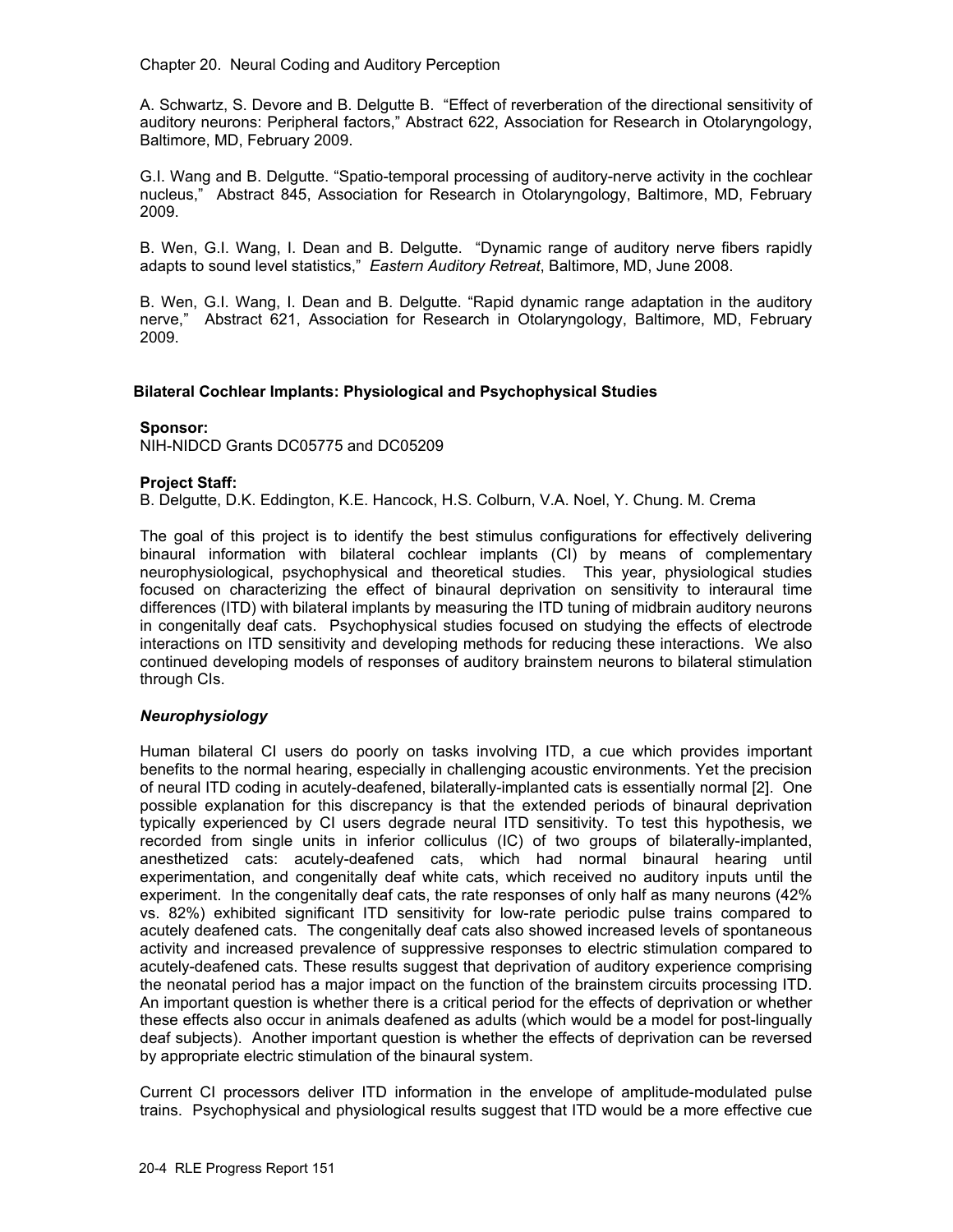A. Schwartz, S. Devore and B. Delgutte B. "Effect of reverberation of the directional sensitivity of auditory neurons: Peripheral factors," Abstract 622, Association for Research in Otolaryngology, Baltimore, MD, February 2009.

G.I. Wang and B. Delgutte. "Spatio-temporal processing of auditory-nerve activity in the cochlear nucleus," Abstract 845, Association for Research in Otolaryngology, Baltimore, MD, February 2009.

B. Wen, G.I. Wang, I. Dean and B. Delgutte. "Dynamic range of auditory nerve fibers rapidly adapts to sound level statistics," *Eastern Auditory Retreat*, Baltimore, MD, June 2008.

B. Wen, G.I. Wang, I. Dean and B. Delgutte. "Rapid dynamic range adaptation in the auditory nerve," Abstract 621, Association for Research in Otolaryngology, Baltimore, MD, February 2009.

## Bilateral Cochlear Implants: Physiological and Psychophysical Studies

**Sponsor:**
NIH-NIDCD Grants DC05775 and DC05209

**Project Staff:**
B. Delgutte, D.K. Eddington, K.E. Hancock, H.S. Colburn, V.A. Noel, Y. Chung. M. Crema

The goal of this project is to identify the best stimulus configurations for effectively delivering binaural information with bilateral cochlear implants (CI) by means of complementary neurophysiological, psychophysical and theoretical studies. This year, physiological studies focused on characterizing the effect of binaural deprivation on sensitivity to interaural time differences (ITD) with bilateral implants by measuring the ITD tuning of midbrain auditory neurons in congenitally deaf cats. Psychophysical studies focused on studying the effects of electrode interactions on ITD sensitivity and developing methods for reducing these interactions. We also continued developing models of responses of auditory brainstem neurons to bilateral stimulation through CIs.

### *Neurophysiology*

Human bilateral CI users do poorly on tasks involving ITD, a cue which provides important benefits to the normal hearing, especially in challenging acoustic environments. Yet the precision of neural ITD coding in acutely-deafened, bilaterally-implanted cats is essentially normal [2]. One possible explanation for this discrepancy is that the extended periods of binaural deprivation typically experienced by CI users degrade neural ITD sensitivity. To test this hypothesis, we recorded from single units in inferior colliculus (IC) of two groups of bilaterally-implanted, anesthetized cats: acutely-deafened cats, which had normal binaural hearing until experimentation, and congenitally deaf white cats, which received no auditory inputs until the experiment. In the congenitally deaf cats, the rate responses of only half as many neurons (42% vs. 82%) exhibited significant ITD sensitivity for low-rate periodic pulse trains compared to acutely deafened cats. The congenitally deaf cats also showed increased levels of spontaneous activity and increased prevalence of suppressive responses to electric stimulation compared to acutely-deafened cats. These results suggest that deprivation of auditory experience comprising the neonatal period has a major impact on the function of the brainstem circuits processing ITD. An important question is whether there is a critical period for the effects of deprivation or whether these effects also occur in animals deafened as adults (which would be a model for post-lingually deaf subjects). Another important question is whether the effects of deprivation can be reversed by appropriate electric stimulation of the binaural system.

Current CI processors deliver ITD information in the envelope of amplitude-modulated pulse trains. Psychophysical and physiological results suggest that ITD would be a more effective cue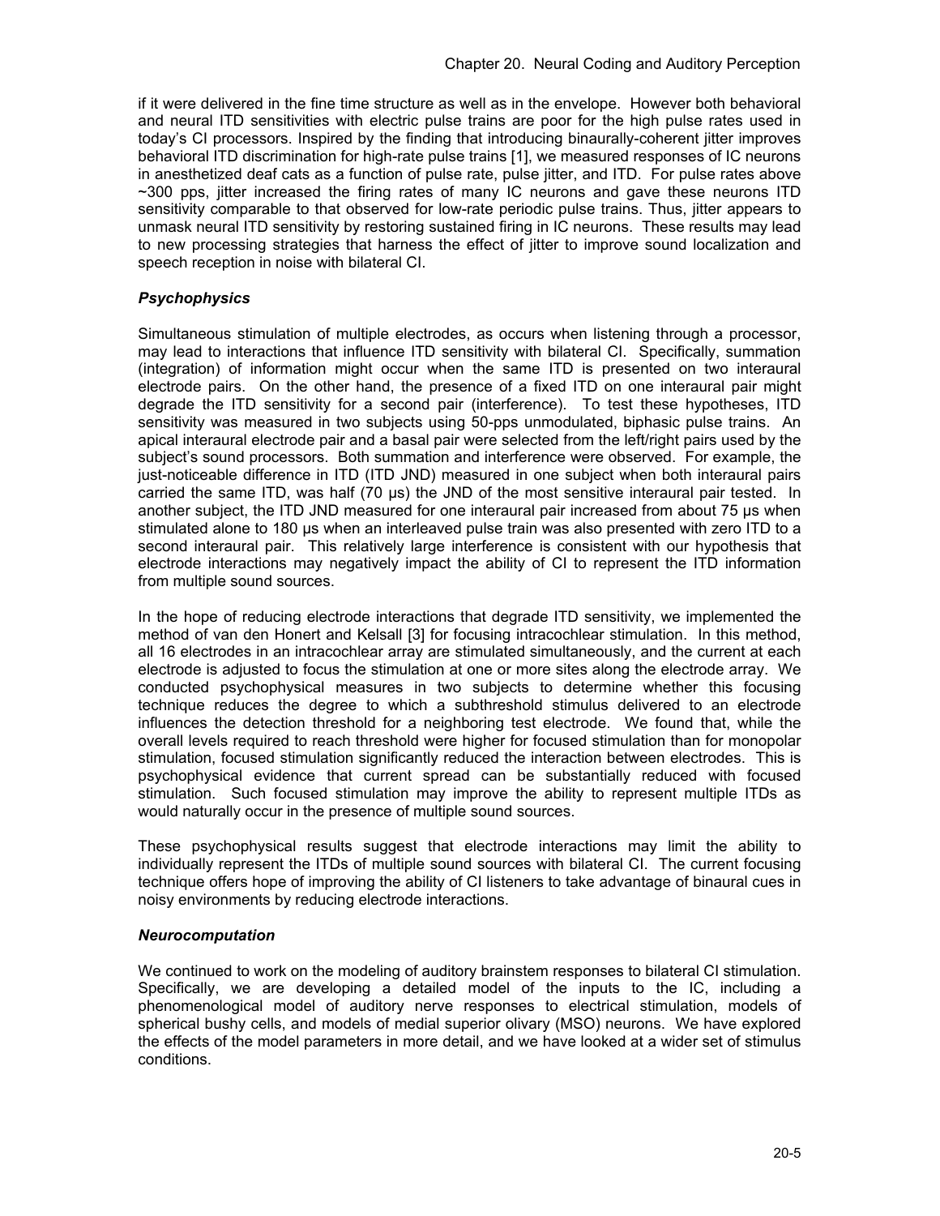if it were delivered in the fine time structure as well as in the envelope. However both behavioral and neural ITD sensitivities with electric pulse trains are poor for the high pulse rates used in today's CI processors. Inspired by the finding that introducing binaurally-coherent jitter improves behavioral ITD discrimination for high-rate pulse trains [1], we measured responses of IC neurons in anesthetized deaf cats as a function of pulse rate, pulse jitter, and ITD. For pulse rates above ~300 pps, jitter increased the firing rates of many IC neurons and gave these neurons ITD sensitivity comparable to that observed for low-rate periodic pulse trains. Thus, jitter appears to unmask neural ITD sensitivity by restoring sustained firing in IC neurons. These results may lead to new processing strategies that harness the effect of jitter to improve sound localization and speech reception in noise with bilateral CI.

### *Psychophysics*

Simultaneous stimulation of multiple electrodes, as occurs when listening through a processor, may lead to interactions that influence ITD sensitivity with bilateral CI. Specifically, summation (integration) of information might occur when the same ITD is presented on two interaural electrode pairs. On the other hand, the presence of a fixed ITD on one interaural pair might degrade the ITD sensitivity for a second pair (interference). To test these hypotheses, ITD sensitivity was measured in two subjects using 50-pps unmodulated, biphasic pulse trains. An apical interaural electrode pair and a basal pair were selected from the left/right pairs used by the subject's sound processors. Both summation and interference were observed. For example, the just-noticeable difference in ITD (ITD JND) measured in one subject when both interaural pairs carried the same ITD, was half (70 μs) the JND of the most sensitive interaural pair tested. In another subject, the ITD JND measured for one interaural pair increased from about 75 μs when stimulated alone to 180 μs when an interleaved pulse train was also presented with zero ITD to a second interaural pair. This relatively large interference is consistent with our hypothesis that electrode interactions may negatively impact the ability of CI to represent the ITD information from multiple sound sources.

In the hope of reducing electrode interactions that degrade ITD sensitivity, we implemented the method of van den Honert and Kelsall [3] for focusing intracochlear stimulation. In this method, all 16 electrodes in an intracochlear array are stimulated simultaneously, and the current at each electrode is adjusted to focus the stimulation at one or more sites along the electrode array. We conducted psychophysical measures in two subjects to determine whether this focusing technique reduces the degree to which a subthreshold stimulus delivered to an electrode influences the detection threshold for a neighboring test electrode. We found that, while the overall levels required to reach threshold were higher for focused stimulation than for monopolar stimulation, focused stimulation significantly reduced the interaction between electrodes. This is psychophysical evidence that current spread can be substantially reduced with focused stimulation. Such focused stimulation may improve the ability to represent multiple ITDs as would naturally occur in the presence of multiple sound sources.

These psychophysical results suggest that electrode interactions may limit the ability to individually represent the ITDs of multiple sound sources with bilateral CI. The current focusing technique offers hope of improving the ability of CI listeners to take advantage of binaural cues in noisy environments by reducing electrode interactions.

### *Neurocomputation*

We continued to work on the modeling of auditory brainstem responses to bilateral CI stimulation. Specifically, we are developing a detailed model of the inputs to the IC, including a phenomenological model of auditory nerve responses to electrical stimulation, models of spherical bushy cells, and models of medial superior olivary (MSO) neurons. We have explored the effects of the model parameters in more detail, and we have looked at a wider set of stimulus conditions.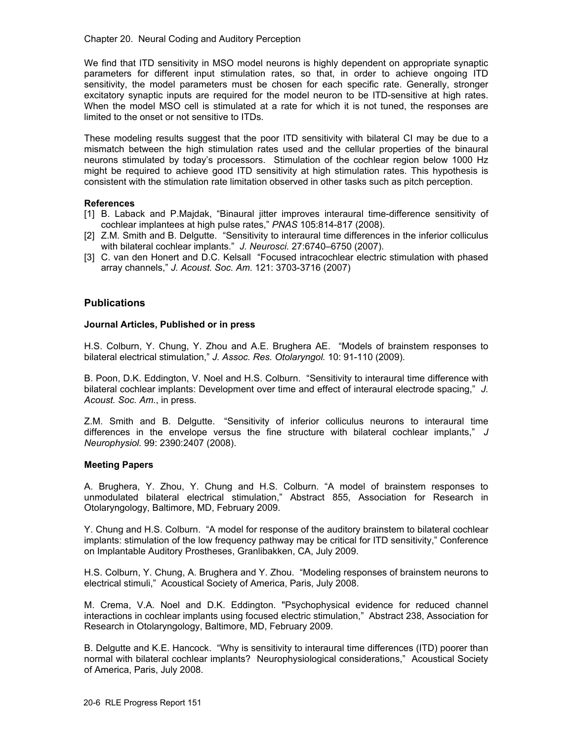We find that ITD sensitivity in MSO model neurons is highly dependent on appropriate synaptic parameters for different input stimulation rates, so that, in order to achieve ongoing ITD sensitivity, the model parameters must be chosen for each specific rate. Generally, stronger excitatory synaptic inputs are required for the model neuron to be ITD-sensitive at high rates. When the model MSO cell is stimulated at a rate for which it is not tuned, the responses are limited to the onset or not sensitive to ITDs.

These modeling results suggest that the poor ITD sensitivity with bilateral CI may be due to a mismatch between the high stimulation rates used and the cellular properties of the binaural neurons stimulated by today's processors. Stimulation of the cochlear region below 1000 Hz might be required to achieve good ITD sensitivity at high stimulation rates. This hypothesis is consistent with the stimulation rate limitation observed in other tasks such as pitch perception.

**References**

[1] B. Laback and P.Majdak, "Binaural jitter improves interaural time-difference sensitivity of cochlear implantees at high pulse rates," *PNAS* 105:814-817 (2008).

[2] Z.M. Smith and B. Delgutte. "Sensitivity to interaural time differences in the inferior colliculus with bilateral cochlear implants." *J. Neurosci.* 27:6740–6750 (2007).

[3] C. van den Honert and D.C. Kelsall "Focused intracochlear electric stimulation with phased array channels," *J. Acoust. Soc. Am.* 121: 3703-3716 (2007)

## Publications

### Journal Articles, Published or in press

H.S. Colburn, Y. Chung, Y. Zhou and A.E. Brughera AE. "Models of brainstem responses to bilateral electrical stimulation," *J. Assoc. Res. Otolaryngol.* 10: 91-110 (2009).

B. Poon, D.K. Eddington, V. Noel and H.S. Colburn. "Sensitivity to interaural time difference with bilateral cochlear implants: Development over time and effect of interaural electrode spacing," *J. Acoust. Soc. Am.*, in press.

Z.M. Smith and B. Delgutte. "Sensitivity of inferior colliculus neurons to interaural time differences in the envelope versus the fine structure with bilateral cochlear implants," *J Neurophysiol.* 99: 2390:2407 (2008).

### Meeting Papers

A. Brughera, Y. Zhou, Y. Chung and H.S. Colburn. "A model of brainstem responses to unmodulated bilateral electrical stimulation," Abstract 855, Association for Research in Otolaryngology, Baltimore, MD, February 2009.

Y. Chung and H.S. Colburn. "A model for response of the auditory brainstem to bilateral cochlear implants: stimulation of the low frequency pathway may be critical for ITD sensitivity," Conference on Implantable Auditory Prostheses, Granlibakken, CA, July 2009.

H.S. Colburn, Y. Chung, A. Brughera and Y. Zhou. "Modeling responses of brainstem neurons to electrical stimuli," Acoustical Society of America, Paris, July 2008.

M. Crema, V.A. Noel and D.K. Eddington. "Psychophysical evidence for reduced channel interactions in cochlear implants using focused electric stimulation," Abstract 238, Association for Research in Otolaryngology, Baltimore, MD, February 2009.

B. Delgutte and K.E. Hancock. "Why is sensitivity to interaural time differences (ITD) poorer than normal with bilateral cochlear implants? Neurophysiological considerations," Acoustical Society of America, Paris, July 2008.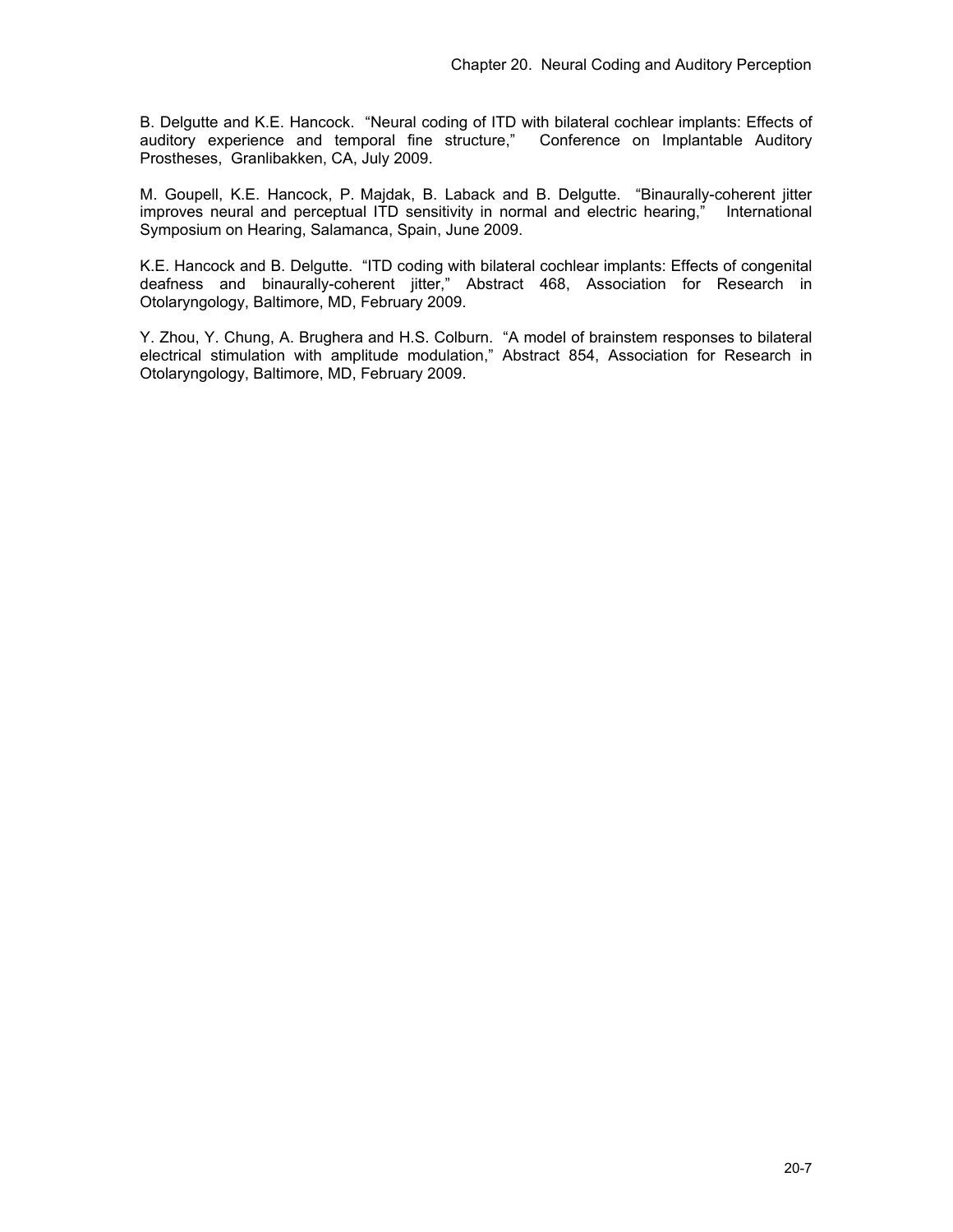B. Delgutte and K.E. Hancock. "Neural coding of ITD with bilateral cochlear implants: Effects of auditory experience and temporal fine structure," Conference on Implantable Auditory Prostheses, Granlibakken, CA, July 2009.

M. Goupell, K.E. Hancock, P. Majdak, B. Laback and B. Delgutte. "Binaurally-coherent jitter improves neural and perceptual ITD sensitivity in normal and electric hearing," International Symposium on Hearing, Salamanca, Spain, June 2009.

K.E. Hancock and B. Delgutte. "ITD coding with bilateral cochlear implants: Effects of congenital deafness and binaurally-coherent jitter," Abstract 468, Association for Research in Otolaryngology, Baltimore, MD, February 2009.

Y. Zhou, Y. Chung, A. Brughera and H.S. Colburn. "A model of brainstem responses to bilateral electrical stimulation with amplitude modulation," Abstract 854, Association for Research in Otolaryngology, Baltimore, MD, February 2009.